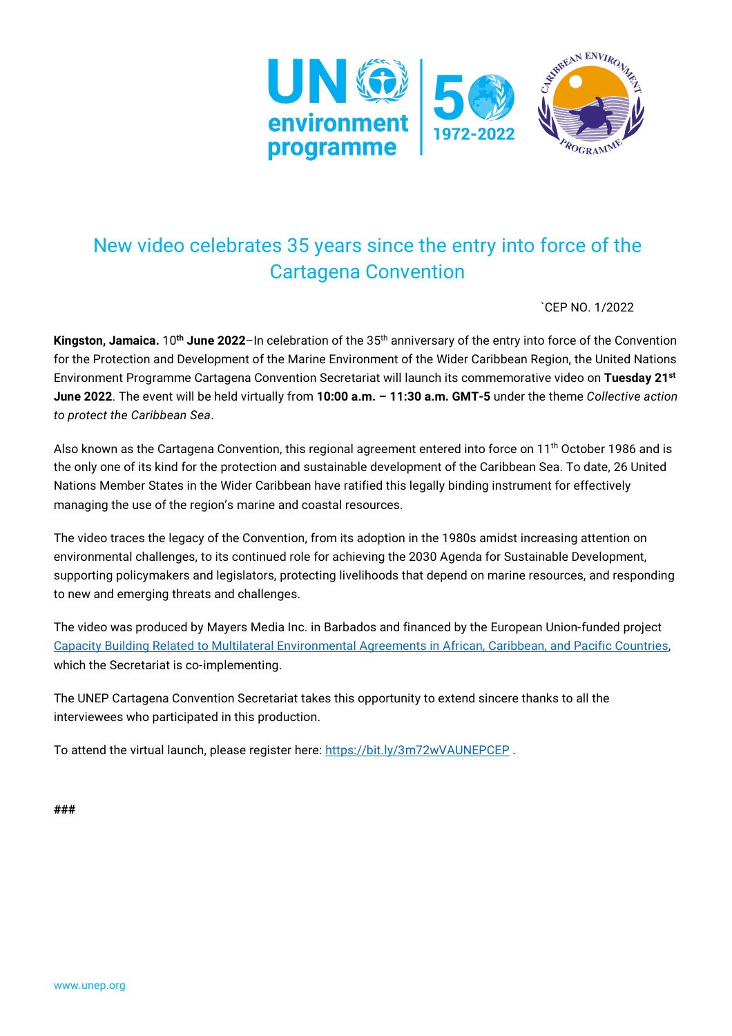# New video celebrates 35 years since the entry into force of the Cartagena Convention

`CEP NO. 1/2022

**Kingston, Jamaica.** 10th **June 2022**–In celebration of the 35th anniversary of the entry into force of the Convention for the Protection and Development of the Marine Environment of the Wider Caribbean Region, the United Nations Environment Programme Cartagena Convention Secretariat will launch its commemorative video on **Tuesday 21st June 2022**. The event will be held virtually from **10:00 a.m. – 11:30 a.m. GMT-5** under the theme *Collective action to protect the Caribbean Sea*.

Also known as the Cartagena Convention, this regional agreement entered into force on 11th October 1986 and is the only one of its kind for the protection and sustainable development of the Caribbean Sea. To date, 26 United Nations Member States in the Wider Caribbean have ratified this legally binding instrument for effectively managing the use of the region's marine and coastal resources.

The video traces the legacy of the Convention, from its adoption in the 1980s amidst increasing attention on environmental challenges, to its continued role for achieving the 2030 Agenda for Sustainable Development, supporting policymakers and legislators, protecting livelihoods that depend on marine resources, and responding to new and emerging threats and challenges.

The video was produced by Mayers Media Inc. in Barbados and financed by the European Union-funded project Capacity Building Related to Multilateral Environmental Agreements in African, Caribbean, and Pacific Countries, which the Secretariat is co-implementing.

The UNEP Cartagena Convention Secretariat takes this opportunity to extend sincere thanks to all the interviewees who participated in this production.

To attend the virtual launch, please register here: https://bit.ly/3m72wVAUNEPCEP .

###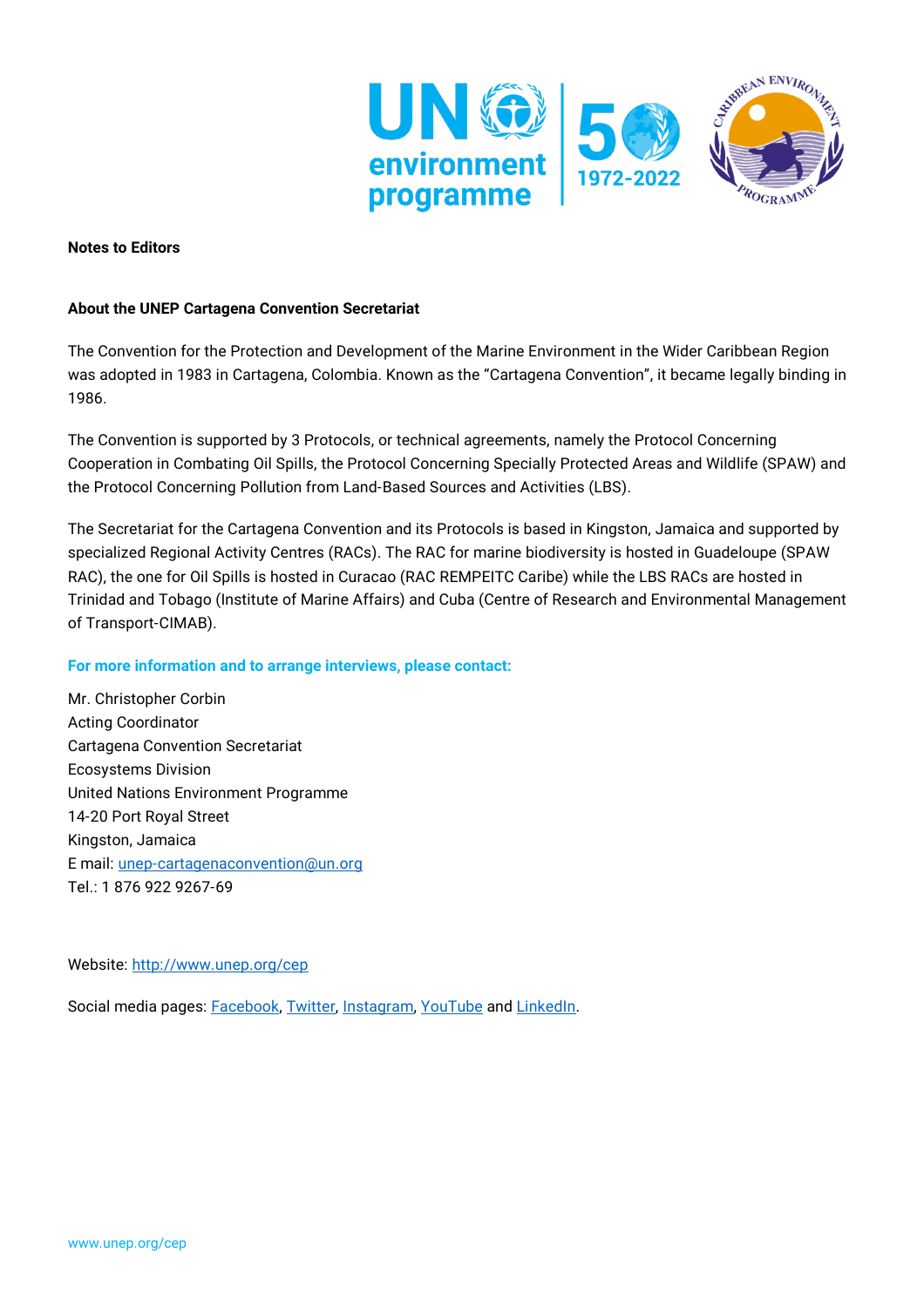**Notes to Editors**

**About the UNEP Cartagena Convention Secretariat**

The Convention for the Protection and Development of the Marine Environment in the Wider Caribbean Region was adopted in 1983 in Cartagena, Colombia. Known as the "Cartagena Convention", it became legally binding in 1986.

The Convention is supported by 3 Protocols, or technical agreements, namely the Protocol Concerning Cooperation in Combating Oil Spills, the Protocol Concerning Specially Protected Areas and Wildlife (SPAW) and the Protocol Concerning Pollution from Land-Based Sources and Activities (LBS).

The Secretariat for the Cartagena Convention and its Protocols is based in Kingston, Jamaica and supported by specialized Regional Activity Centres (RACs). The RAC for marine biodiversity is hosted in Guadeloupe (SPAW RAC), the one for Oil Spills is hosted in Curacao (RAC REMPEITC Caribe) while the LBS RACs are hosted in Trinidad and Tobago (Institute of Marine Affairs) and Cuba (Centre of Research and Environmental Management of Transport-CIMAB).

**For more information and to arrange interviews, please contact:**

Mr. Christopher Corbin  
Acting Coordinator  
Cartagena Convention Secretariat  
Ecosystems Division  
United Nations Environment Programme  
14-20 Port Royal Street  
Kingston, Jamaica  
E mail: unep-cartagenaconvention@un.org  
Tel.: 1 876 922 9267-69

Website: http://www.unep.org/cep

Social media pages: Facebook, Twitter, Instagram, YouTube and LinkedIn.